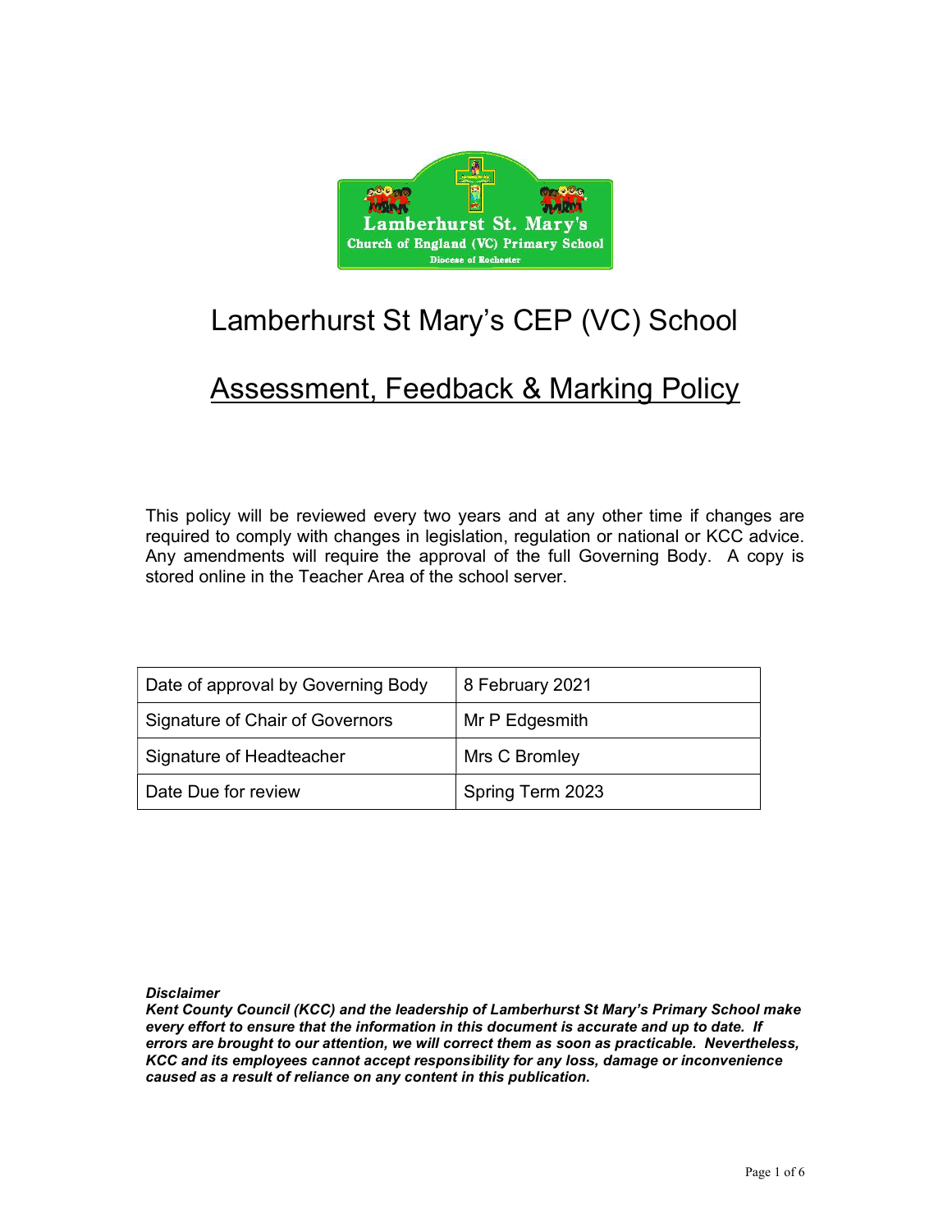# Lamberhurst St Mary's CEP (VC) School

## Assessment, Feedback & Marking Policy

This policy will be reviewed every two years and at any other time if changes are required to comply with changes in legislation, regulation or national or KCC advice. Any amendments will require the approval of the full Governing Body. A copy is stored online in the Teacher Area of the school server.

| Date of approval by Governing Body | 8 February 2021 |
| --- | --- |
| Signature of Chair of Governors | Mr P Edgesmith |
| Signature of Headteacher | Mrs C Bromley |
| Date Due for review | Spring Term 2023 |

***Disclaimer***
***Kent County Council (KCC) and the leadership of Lamberhurst St Mary's Primary School make every effort to ensure that the information in this document is accurate and up to date. If errors are brought to our attention, we will correct them as soon as practicable. Nevertheless, KCC and its employees cannot accept responsibility for any loss, damage or inconvenience caused as a result of reliance on any content in this publication.***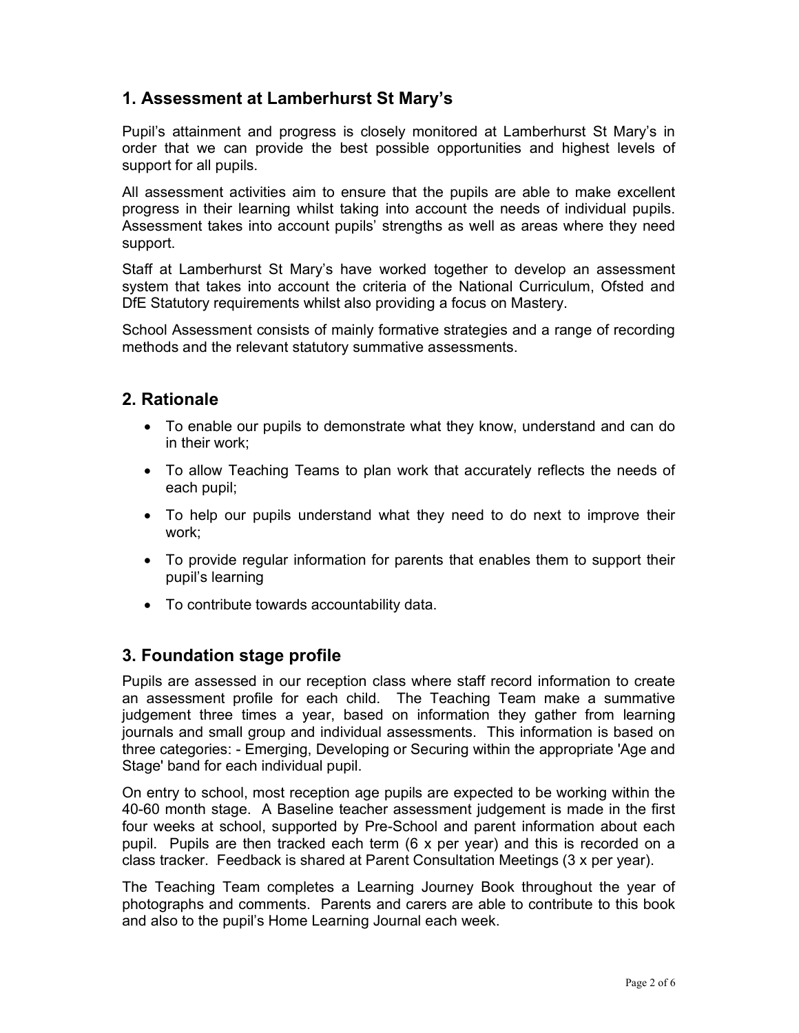## 1. Assessment at Lamberhurst St Mary's

Pupil's attainment and progress is closely monitored at Lamberhurst St Mary's in order that we can provide the best possible opportunities and highest levels of support for all pupils.

All assessment activities aim to ensure that the pupils are able to make excellent progress in their learning whilst taking into account the needs of individual pupils. Assessment takes into account pupils' strengths as well as areas where they need support.

Staff at Lamberhurst St Mary's have worked together to develop an assessment system that takes into account the criteria of the National Curriculum, Ofsted and DfE Statutory requirements whilst also providing a focus on Mastery.

School Assessment consists of mainly formative strategies and a range of recording methods and the relevant statutory summative assessments.

## 2. Rationale

- To enable our pupils to demonstrate what they know, understand and can do in their work;
- To allow Teaching Teams to plan work that accurately reflects the needs of each pupil;
- To help our pupils understand what they need to do next to improve their work;
- To provide regular information for parents that enables them to support their pupil's learning
- To contribute towards accountability data.

## 3. Foundation stage profile

Pupils are assessed in our reception class where staff record information to create an assessment profile for each child. The Teaching Team make a summative judgement three times a year, based on information they gather from learning journals and small group and individual assessments. This information is based on three categories: - Emerging, Developing or Securing within the appropriate 'Age and Stage' band for each individual pupil.

On entry to school, most reception age pupils are expected to be working within the 40-60 month stage. A Baseline teacher assessment judgement is made in the first four weeks at school, supported by Pre-School and parent information about each pupil. Pupils are then tracked each term (6 x per year) and this is recorded on a class tracker. Feedback is shared at Parent Consultation Meetings (3 x per year).

The Teaching Team completes a Learning Journey Book throughout the year of photographs and comments. Parents and carers are able to contribute to this book and also to the pupil's Home Learning Journal each week.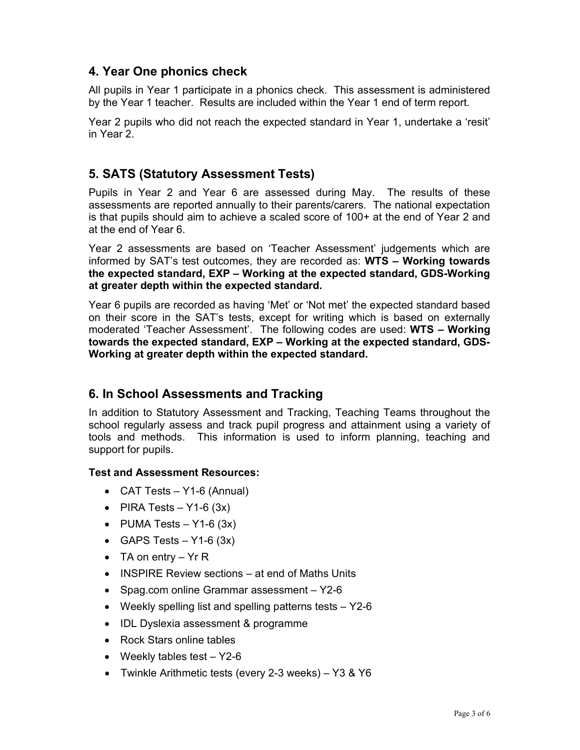## 4. Year One phonics check

All pupils in Year 1 participate in a phonics check. This assessment is administered by the Year 1 teacher. Results are included within the Year 1 end of term report.

Year 2 pupils who did not reach the expected standard in Year 1, undertake a 'resit' in Year 2.

## 5. SATS (Statutory Assessment Tests)

Pupils in Year 2 and Year 6 are assessed during May. The results of these assessments are reported annually to their parents/carers. The national expectation is that pupils should aim to achieve a scaled score of 100+ at the end of Year 2 and at the end of Year 6.

Year 2 assessments are based on 'Teacher Assessment' judgements which are informed by SAT's test outcomes, they are recorded as: **WTS – Working towards the expected standard, EXP – Working at the expected standard, GDS-Working at greater depth within the expected standard.**

Year 6 pupils are recorded as having 'Met' or 'Not met' the expected standard based on their score in the SAT's tests, except for writing which is based on externally moderated 'Teacher Assessment'. The following codes are used: **WTS – Working towards the expected standard, EXP – Working at the expected standard, GDS-Working at greater depth within the expected standard.**

## 6. In School Assessments and Tracking

In addition to Statutory Assessment and Tracking, Teaching Teams throughout the school regularly assess and track pupil progress and attainment using a variety of tools and methods. This information is used to inform planning, teaching and support for pupils.

**Test and Assessment Resources:**

- CAT Tests – Y1-6 (Annual)
- PIRA Tests – Y1-6 (3x)
- PUMA Tests – Y1-6 (3x)
- GAPS Tests – Y1-6 (3x)
- TA on entry – Yr R
- INSPIRE Review sections – at end of Maths Units
- Spag.com online Grammar assessment – Y2-6
- Weekly spelling list and spelling patterns tests – Y2-6
- IDL Dyslexia assessment & programme
- Rock Stars online tables
- Weekly tables test – Y2-6
- Twinkle Arithmetic tests (every 2-3 weeks) – Y3 & Y6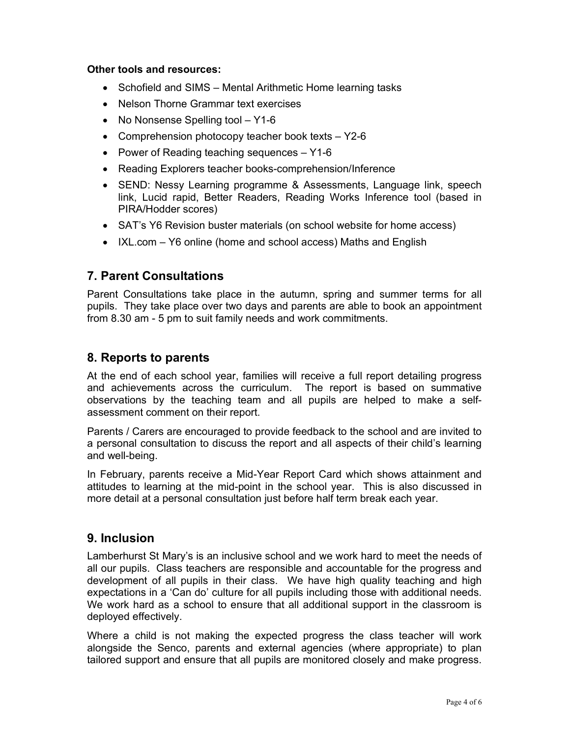**Other tools and resources:**

- Schofield and SIMS – Mental Arithmetic Home learning tasks
- Nelson Thorne Grammar text exercises
- No Nonsense Spelling tool – Y1-6
- Comprehension photocopy teacher book texts – Y2-6
- Power of Reading teaching sequences – Y1-6
- Reading Explorers teacher books-comprehension/Inference
- SEND: Nessy Learning programme & Assessments, Language link, speech link, Lucid rapid, Better Readers, Reading Works Inference tool (based in PIRA/Hodder scores)
- SAT's Y6 Revision buster materials (on school website for home access)
- IXL.com – Y6 online (home and school access) Maths and English

## 7. Parent Consultations

Parent Consultations take place in the autumn, spring and summer terms for all pupils. They take place over two days and parents are able to book an appointment from 8.30 am - 5 pm to suit family needs and work commitments.

## 8. Reports to parents

At the end of each school year, families will receive a full report detailing progress and achievements across the curriculum. The report is based on summative observations by the teaching team and all pupils are helped to make a self-assessment comment on their report.

Parents / Carers are encouraged to provide feedback to the school and are invited to a personal consultation to discuss the report and all aspects of their child's learning and well-being.

In February, parents receive a Mid-Year Report Card which shows attainment and attitudes to learning at the mid-point in the school year. This is also discussed in more detail at a personal consultation just before half term break each year.

## 9. Inclusion

Lamberhurst St Mary's is an inclusive school and we work hard to meet the needs of all our pupils. Class teachers are responsible and accountable for the progress and development of all pupils in their class. We have high quality teaching and high expectations in a 'Can do' culture for all pupils including those with additional needs. We work hard as a school to ensure that all additional support in the classroom is deployed effectively.

Where a child is not making the expected progress the class teacher will work alongside the Senco, parents and external agencies (where appropriate) to plan tailored support and ensure that all pupils are monitored closely and make progress.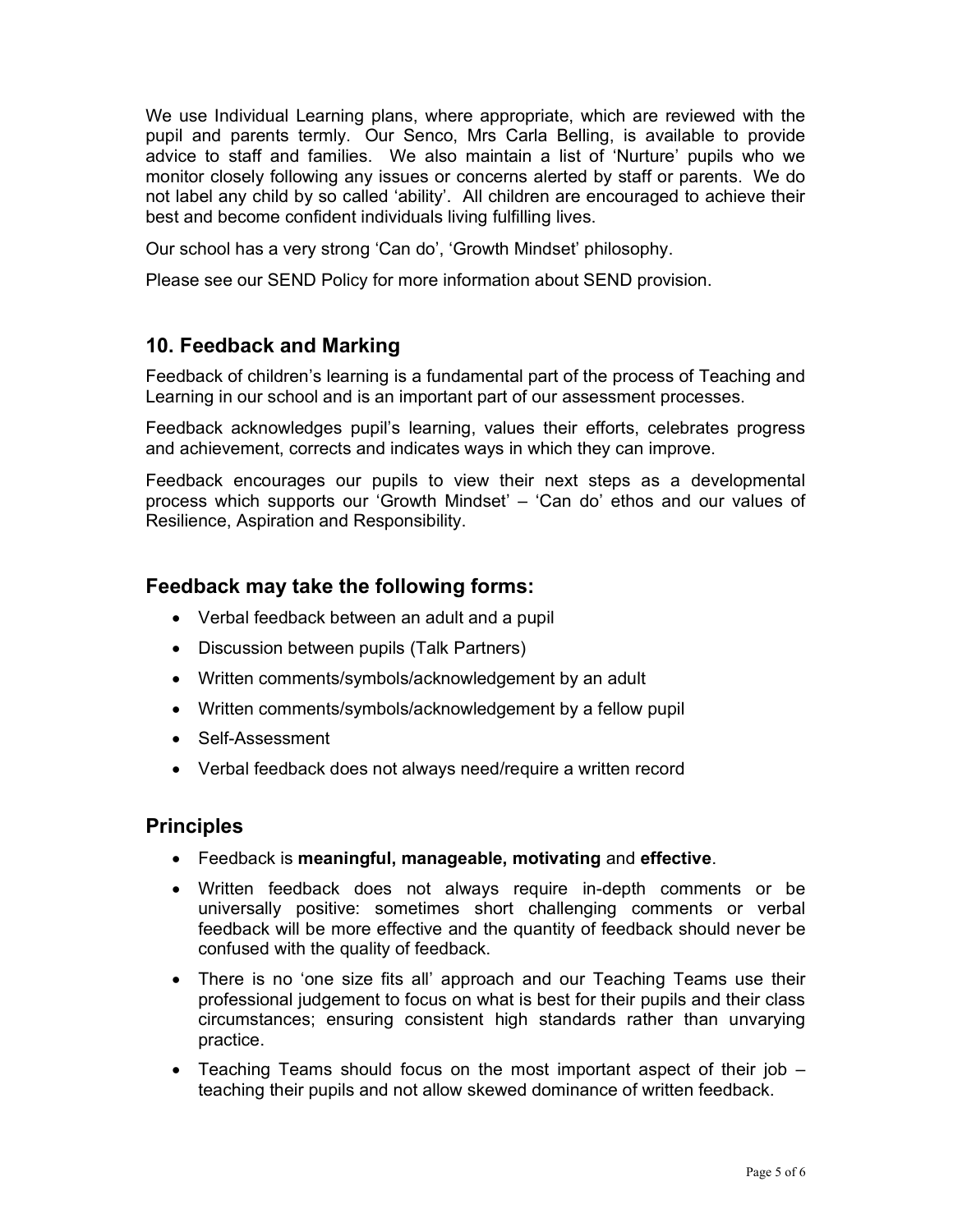We use Individual Learning plans, where appropriate, which are reviewed with the pupil and parents termly. Our Senco, Mrs Carla Belling, is available to provide advice to staff and families. We also maintain a list of 'Nurture' pupils who we monitor closely following any issues or concerns alerted by staff or parents. We do not label any child by so called 'ability'. All children are encouraged to achieve their best and become confident individuals living fulfilling lives.

Our school has a very strong 'Can do', 'Growth Mindset' philosophy.

Please see our SEND Policy for more information about SEND provision.

## 10. Feedback and Marking

Feedback of children's learning is a fundamental part of the process of Teaching and Learning in our school and is an important part of our assessment processes.

Feedback acknowledges pupil's learning, values their efforts, celebrates progress and achievement, corrects and indicates ways in which they can improve.

Feedback encourages our pupils to view their next steps as a developmental process which supports our 'Growth Mindset' – 'Can do' ethos and our values of Resilience, Aspiration and Responsibility.

## Feedback may take the following forms:

- Verbal feedback between an adult and a pupil
- Discussion between pupils (Talk Partners)
- Written comments/symbols/acknowledgement by an adult
- Written comments/symbols/acknowledgement by a fellow pupil
- Self-Assessment
- Verbal feedback does not always need/require a written record

## Principles

- Feedback is **meaningful, manageable, motivating** and **effective**.
- Written feedback does not always require in-depth comments or be universally positive: sometimes short challenging comments or verbal feedback will be more effective and the quantity of feedback should never be confused with the quality of feedback.
- There is no 'one size fits all' approach and our Teaching Teams use their professional judgement to focus on what is best for their pupils and their class circumstances; ensuring consistent high standards rather than unvarying practice.
- Teaching Teams should focus on the most important aspect of their job – teaching their pupils and not allow skewed dominance of written feedback.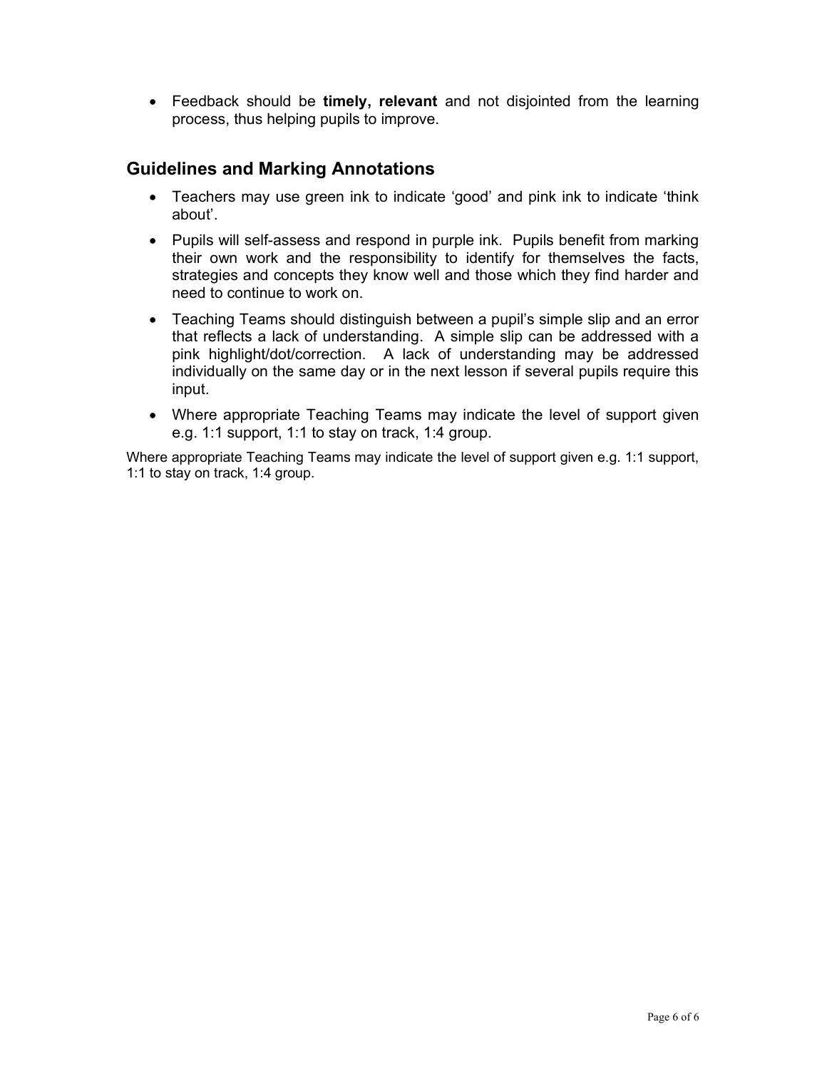- Feedback should be **timely, relevant** and not disjointed from the learning process, thus helping pupils to improve.

## Guidelines and Marking Annotations

- Teachers may use green ink to indicate 'good' and pink ink to indicate 'think about'.
- Pupils will self-assess and respond in purple ink. Pupils benefit from marking their own work and the responsibility to identify for themselves the facts, strategies and concepts they know well and those which they find harder and need to continue to work on.
- Teaching Teams should distinguish between a pupil's simple slip and an error that reflects a lack of understanding. A simple slip can be addressed with a pink highlight/dot/correction. A lack of understanding may be addressed individually on the same day or in the next lesson if several pupils require this input.
- Where appropriate Teaching Teams may indicate the level of support given e.g. 1:1 support, 1:1 to stay on track, 1:4 group.

Where appropriate Teaching Teams may indicate the level of support given e.g. 1:1 support, 1:1 to stay on track, 1:4 group.